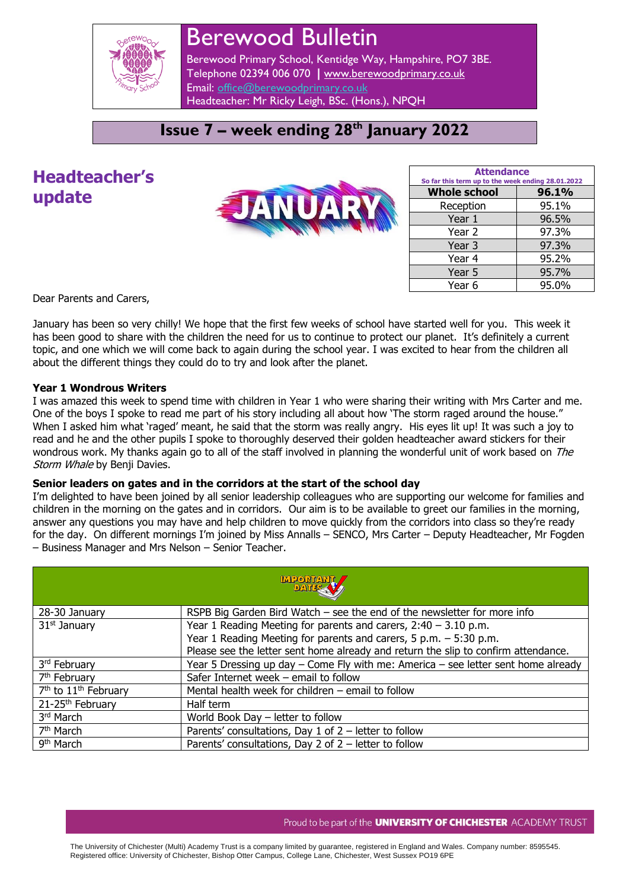# Berewood Bulletin

Berewood Primary School, Kentidge Way, Hampshire, PO7 3BE.
Telephone 02394 006 070 | www.berewoodprimary.co.uk
Email: office@berewoodprimary.co.uk
Headteacher: Mr Ricky Leigh, BSc. (Hons.), NPQH

## Issue 7 – week ending 28th January 2022

## Headteacher's update

| Attendance<br>So far this term up to the week ending 28.01.2022 | |
|---|---|
| **Whole school** | **96.1%** |
| Reception | 95.1% |
| Year 1 | 96.5% |
| Year 2 | 97.3% |
| Year 3 | 97.3% |
| Year 4 | 95.2% |
| Year 5 | 95.7% |
| Year 6 | 95.0% |

Dear Parents and Carers,

January has been so very chilly! We hope that the first few weeks of school have started well for you. This week it has been good to share with the children the need for us to continue to protect our planet. It's definitely a current topic, and one which we will come back to again during the school year. I was excited to hear from the children all about the different things they could do to try and look after the planet.

**Year 1 Wondrous Writers**

I was amazed this week to spend time with children in Year 1 who were sharing their writing with Mrs Carter and me. One of the boys I spoke to read me part of his story including all about how 'The storm raged around the house." When I asked him what 'raged' meant, he said that the storm was really angry. His eyes lit up! It was such a joy to read and he and the other pupils I spoke to thoroughly deserved their golden headteacher award stickers for their wondrous work. My thanks again go to all of the staff involved in planning the wonderful unit of work based on *The Storm Whale* by Benji Davies.

**Senior leaders on gates and in the corridors at the start of the school day**

I'm delighted to have been joined by all senior leadership colleagues who are supporting our welcome for families and children in the morning on the gates and in corridors. Our aim is to be available to greet our families in the morning, answer any questions you may have and help children to move quickly from the corridors into class so they're ready for the day. On different mornings I'm joined by Miss Annalls – SENCO, Mrs Carter – Deputy Headteacher, Mr Fogden – Business Manager and Mrs Nelson – Senior Teacher.

| IMPORTANT DATES | |
|---|---|
| 28-30 January | RSPB Big Garden Bird Watch – see the end of the newsletter for more info |
| 31st January | Year 1 Reading Meeting for parents and carers, 2:40 – 3.10 p.m.<br>Year 1 Reading Meeting for parents and carers, 5 p.m. – 5:30 p.m.<br>Please see the letter sent home already and return the slip to confirm attendance. |
| 3rd February | Year 5 Dressing up day – Come Fly with me: America – see letter sent home already |
| 7th February | Safer Internet week – email to follow |
| 7th to 11th February | Mental health week for children – email to follow |
| 21-25th February | Half term |
| 3rd March | World Book Day – letter to follow |
| 7th March | Parents' consultations, Day 1 of 2 – letter to follow |
| 9th March | Parents' consultations, Day 2 of 2 – letter to follow |

Proud to be part of the **UNIVERSITY OF CHICHESTER** ACADEMY TRUST

The University of Chichester (Multi) Academy Trust is a company limited by guarantee, registered in England and Wales. Company number: 8595545. Registered office: University of Chichester, Bishop Otter Campus, College Lane, Chichester, West Sussex PO19 6PE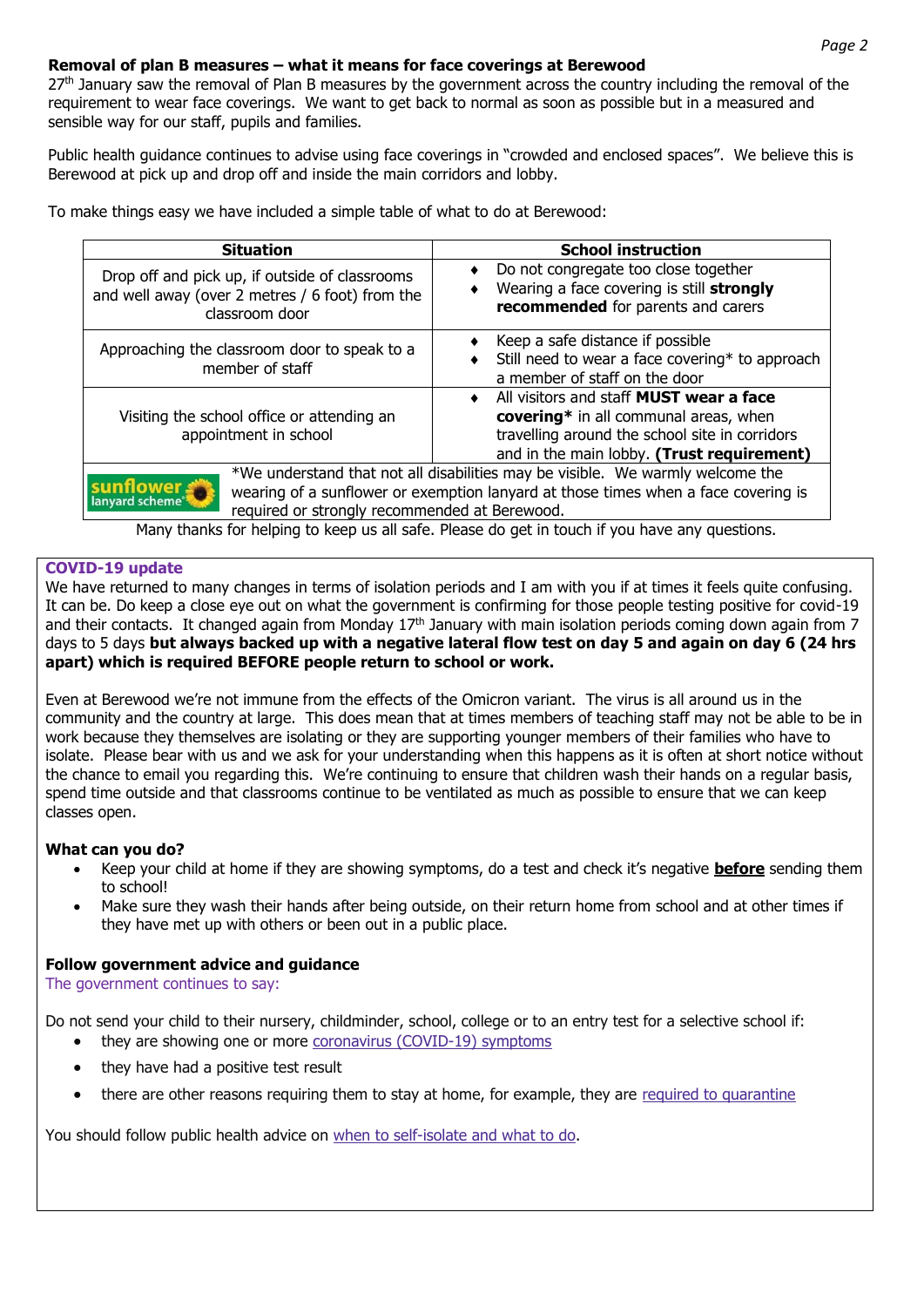**Removal of plan B measures – what it means for face coverings at Berewood**

27th January saw the removal of Plan B measures by the government across the country including the removal of the requirement to wear face coverings. We want to get back to normal as soon as possible but in a measured and sensible way for our staff, pupils and families.

Public health guidance continues to advise using face coverings in "crowded and enclosed spaces". We believe this is Berewood at pick up and drop off and inside the main corridors and lobby.

To make things easy we have included a simple table of what to do at Berewood:

| Situation | School instruction |
|---|---|
| Drop off and pick up, if outside of classrooms and well away (over 2 metres / 6 foot) from the classroom door | ♦ Do not congregate too close together<br>♦ Wearing a face covering is still **strongly recommended** for parents and carers |
| Approaching the classroom door to speak to a member of staff | ♦ Keep a safe distance if possible<br>♦ Still need to wear a face covering* to approach a member of staff on the door |
| Visiting the school office or attending an appointment in school | ♦ All visitors and staff **MUST wear a face covering*** in all communal areas, when travelling around the school site in corridors and in the main lobby. **(Trust requirement)** |
| sunflower lanyard scheme | *We understand that not all disabilities may be visible. We warmly welcome the wearing of a sunflower or exemption lanyard at those times when a face covering is required or strongly recommended at Berewood. |

Many thanks for helping to keep us all safe. Please do get in touch if you have any questions.

**COVID-19 update**

We have returned to many changes in terms of isolation periods and I am with you if at times it feels quite confusing. It can be. Do keep a close eye out on what the government is confirming for those people testing positive for covid-19 and their contacts. It changed again from Monday 17th January with main isolation periods coming down again from 7 days to 5 days **but always backed up with a negative lateral flow test on day 5 and again on day 6 (24 hrs apart) which is required BEFORE people return to school or work.**

Even at Berewood we're not immune from the effects of the Omicron variant. The virus is all around us in the community and the country at large. This does mean that at times members of teaching staff may not be able to be in work because they themselves are isolating or they are supporting younger members of their families who have to isolate. Please bear with us and we ask for your understanding when this happens as it is often at short notice without the chance to email you regarding this. We're continuing to ensure that children wash their hands on a regular basis, spend time outside and that classrooms continue to be ventilated as much as possible to ensure that we can keep classes open.

**What can you do?**

- Keep your child at home if they are showing symptoms, do a test and check it's negative **before** sending them to school!
- Make sure they wash their hands after being outside, on their return home from school and at other times if they have met up with others or been out in a public place.

**Follow government advice and guidance**

The government continues to say:

Do not send your child to their nursery, childminder, school, college or to an entry test for a selective school if:

- they are showing one or more coronavirus (COVID-19) symptoms
- they have had a positive test result
- there are other reasons requiring them to stay at home, for example, they are required to quarantine

You should follow public health advice on when to self-isolate and what to do.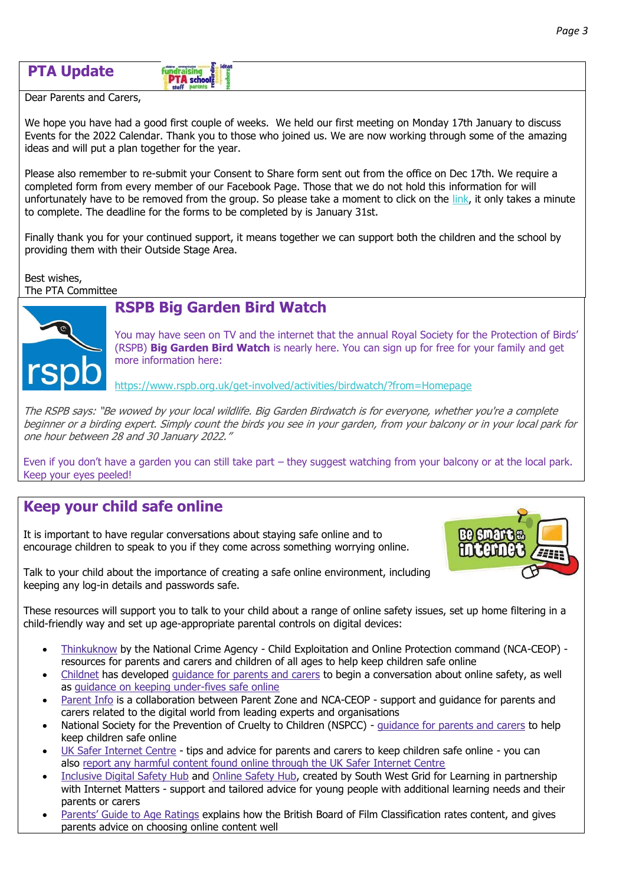## PTA Update

Dear Parents and Carers,

We hope you have had a good first couple of weeks. We held our first meeting on Monday 17th January to discuss Events for the 2022 Calendar. Thank you to those who joined us. We are now working through some of the amazing ideas and will put a plan together for the year.

Please also remember to re-submit your Consent to Share form sent out from the office on Dec 17th. We require a completed form from every member of our Facebook Page. Those that we do not hold this information for will unfortunately have to be removed from the group. So please take a moment to click on the link, it only takes a minute to complete. The deadline for the forms to be completed by is January 31st.

Finally thank you for your continued support, it means together we can support both the children and the school by providing them with their Outside Stage Area.

Best wishes,
The PTA Committee

## RSPB Big Garden Bird Watch

You may have seen on TV and the internet that the annual Royal Society for the Protection of Birds' (RSPB) **Big Garden Bird Watch** is nearly here. You can sign up for free for your family and get more information here:

https://www.rspb.org.uk/get-involved/activities/birdwatch/?from=Homepage

*The RSPB says: "Be wowed by your local wildlife. Big Garden Birdwatch is for everyone, whether you're a complete beginner or a birding expert. Simply count the birds you see in your garden, from your balcony or in your local park for one hour between 28 and 30 January 2022."*

Even if you don't have a garden you can still take part – they suggest watching from your balcony or at the local park. Keep your eyes peeled!

## Keep your child safe online

It is important to have regular conversations about staying safe online and to encourage children to speak to you if they come across something worrying online.

Talk to your child about the importance of creating a safe online environment, including keeping any log-in details and passwords safe.

These resources will support you to talk to your child about a range of online safety issues, set up home filtering in a child-friendly way and set up age-appropriate parental controls on digital devices:

- Thinkuknow by the National Crime Agency - Child Exploitation and Online Protection command (NCA-CEOP) - resources for parents and carers and children of all ages to help keep children safe online
- Childnet has developed guidance for parents and carers to begin a conversation about online safety, as well as guidance on keeping under-fives safe online
- Parent Info is a collaboration between Parent Zone and NCA-CEOP - support and guidance for parents and carers related to the digital world from leading experts and organisations
- National Society for the Prevention of Cruelty to Children (NSPCC) - guidance for parents and carers to help keep children safe online
- UK Safer Internet Centre - tips and advice for parents and carers to keep children safe online - you can also report any harmful content found online through the UK Safer Internet Centre
- Inclusive Digital Safety Hub and Online Safety Hub, created by South West Grid for Learning in partnership with Internet Matters - support and tailored advice for young people with additional learning needs and their parents or carers
- Parents' Guide to Age Ratings explains how the British Board of Film Classification rates content, and gives parents advice on choosing online content well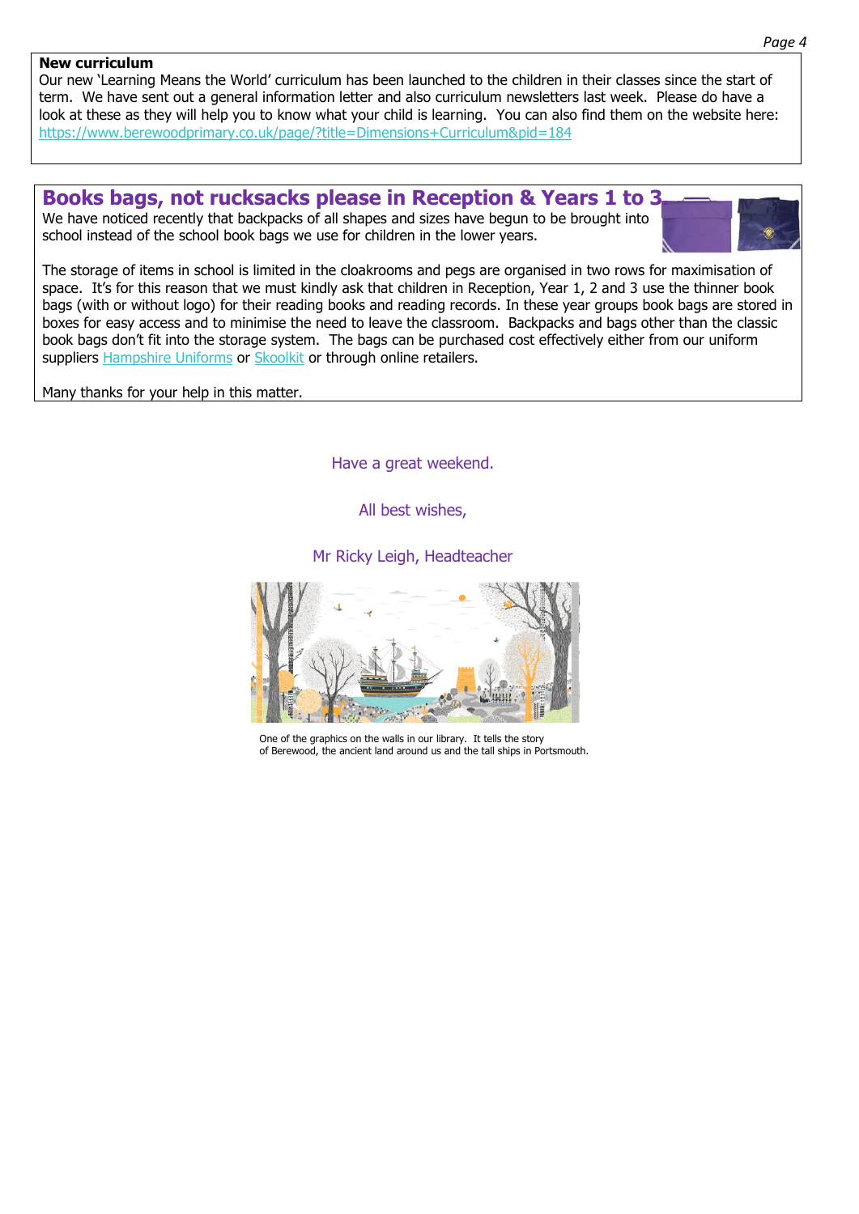**New curriculum**

Our new 'Learning Means the World' curriculum has been launched to the children in their classes since the start of term. We have sent out a general information letter and also curriculum newsletters last week. Please do have a look at these as they will help you to know what your child is learning. You can also find them on the website here: https://www.berewoodprimary.co.uk/page/?title=Dimensions+Curriculum&pid=184

## Books bags, not rucksacks please in Reception & Years 1 to 3

We have noticed recently that backpacks of all shapes and sizes have begun to be brought into school instead of the school book bags we use for children in the lower years.

The storage of items in school is limited in the cloakrooms and pegs are organised in two rows for maximisation of space. It's for this reason that we must kindly ask that children in Reception, Year 1, 2 and 3 use the thinner book bags (with or without logo) for their reading books and reading records. In these year groups book bags are stored in boxes for easy access and to minimise the need to leave the classroom. Backpacks and bags other than the classic book bags don't fit into the storage system. The bags can be purchased cost effectively either from our uniform suppliers Hampshire Uniforms or Skoolkit or through online retailers.

Many thanks for your help in this matter.

Have a great weekend.

All best wishes,

Mr Ricky Leigh, Headteacher

One of the graphics on the walls in our library. It tells the story of Berewood, the ancient land around us and the tall ships in Portsmouth.